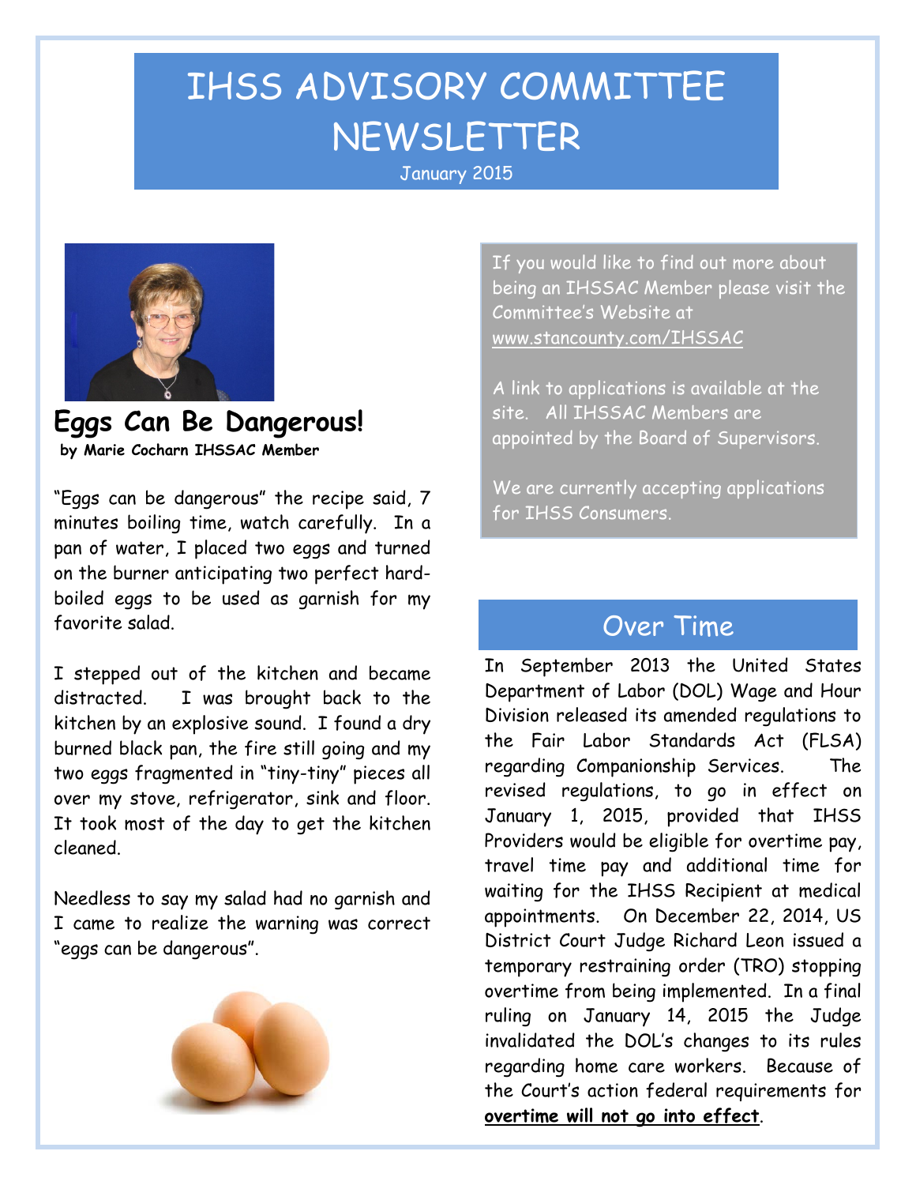# IHSS ADVISORY COMMITTEE NEWSLETTER

January 2015

## Eggs Can Be Dangerous!

**by Marie Cocharn IHSSAC Member**

"Eggs can be dangerous" the recipe said, 7 minutes boiling time, watch carefully. In a pan of water, I placed two eggs and turned on the burner anticipating two perfect hard-boiled eggs to be used as garnish for my favorite salad.

I stepped out of the kitchen and became distracted. I was brought back to the kitchen by an explosive sound. I found a dry burned black pan, the fire still going and my two eggs fragmented in "tiny-tiny" pieces all over my stove, refrigerator, sink and floor. It took most of the day to get the kitchen cleaned.

Needless to say my salad had no garnish and I came to realize the warning was correct "eggs can be dangerous".

If you would like to find out more about being an IHSSAC Member please visit the Committee's Website at www.stancounty.com/IHSSAC

A link to applications is available at the site. All IHSSAC Members are appointed by the Board of Supervisors.

We are currently accepting applications for IHSS Consumers.

## Over Time

In September 2013 the United States Department of Labor (DOL) Wage and Hour Division released its amended regulations to the Fair Labor Standards Act (FLSA) regarding Companionship Services. The revised regulations, to go in effect on January 1, 2015, provided that IHSS Providers would be eligible for overtime pay, travel time pay and additional time for waiting for the IHSS Recipient at medical appointments. On December 22, 2014, US District Court Judge Richard Leon issued a temporary restraining order (TRO) stopping overtime from being implemented. In a final ruling on January 14, 2015 the Judge invalidated the DOL's changes to its rules regarding home care workers. Because of the Court's action federal requirements for **overtime will not go into effect**.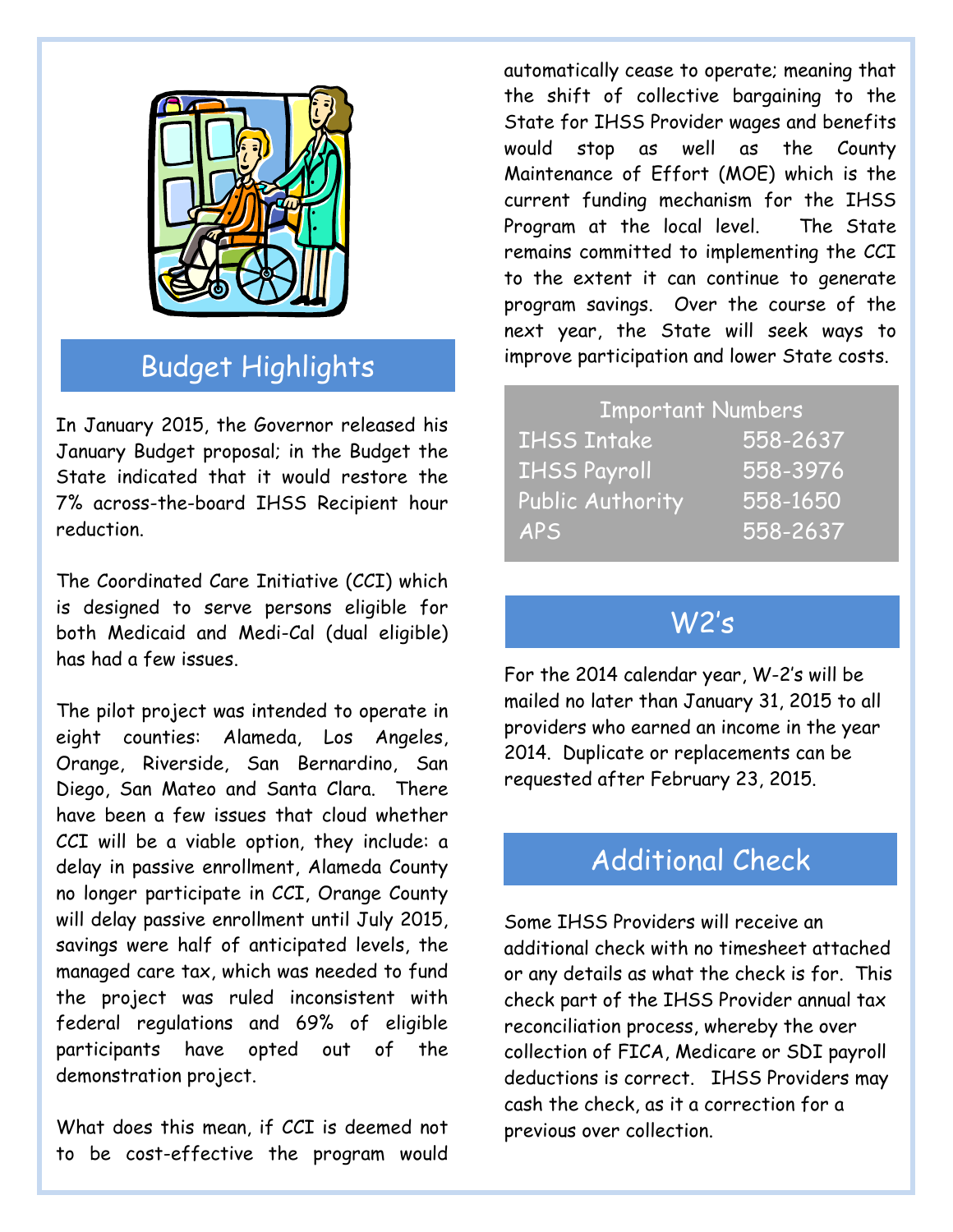## Budget Highlights

In January 2015, the Governor released his January Budget proposal; in the Budget the State indicated that it would restore the 7% across-the-board IHSS Recipient hour reduction.

The Coordinated Care Initiative (CCI) which is designed to serve persons eligible for both Medicaid and Medi-Cal (dual eligible) has had a few issues.

The pilot project was intended to operate in eight counties: Alameda, Los Angeles, Orange, Riverside, San Bernardino, San Diego, San Mateo and Santa Clara. There have been a few issues that cloud whether CCI will be a viable option, they include: a delay in passive enrollment, Alameda County no longer participate in CCI, Orange County will delay passive enrollment until July 2015, savings were half of anticipated levels, the managed care tax, which was needed to fund the project was ruled inconsistent with federal regulations and 69% of eligible participants have opted out of the demonstration project.

What does this mean, if CCI is deemed not to be cost-effective the program would automatically cease to operate; meaning that the shift of collective bargaining to the State for IHSS Provider wages and benefits would stop as well as the County Maintenance of Effort (MOE) which is the current funding mechanism for the IHSS Program at the local level. The State remains committed to implementing the CCI to the extent it can continue to generate program savings. Over the course of the next year, the State will seek ways to improve participation and lower State costs.

| Important Numbers | |
| --- | --- |
| IHSS Intake | 558-2637 |
| IHSS Payroll | 558-3976 |
| Public Authority | 558-1650 |
| APS | 558-2637 |

## W2's

For the 2014 calendar year, W-2's will be mailed no later than January 31, 2015 to all providers who earned an income in the year 2014. Duplicate or replacements can be requested after February 23, 2015.

## Additional Check

Some IHSS Providers will receive an additional check with no timesheet attached or any details as what the check is for. This check part of the IHSS Provider annual tax reconciliation process, whereby the over collection of FICA, Medicare or SDI payroll deductions is correct. IHSS Providers may cash the check, as it a correction for a previous over collection.